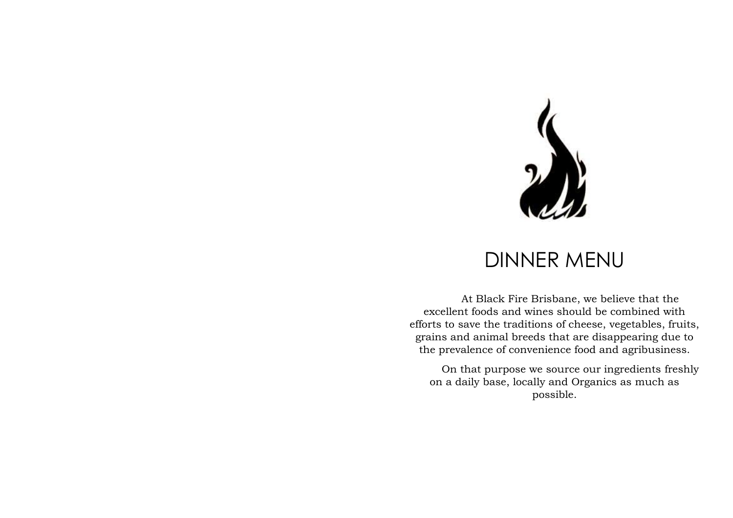# DINNER MENU

At Black Fire Brisbane, we believe that the excellent foods and wines should be combined with efforts to save the traditions of cheese, vegetables, fruits, grains and animal breeds that are disappearing due to the prevalence of convenience food and agribusiness.

On that purpose we source our ingredients freshly on a daily base, locally and Organics as much as possible.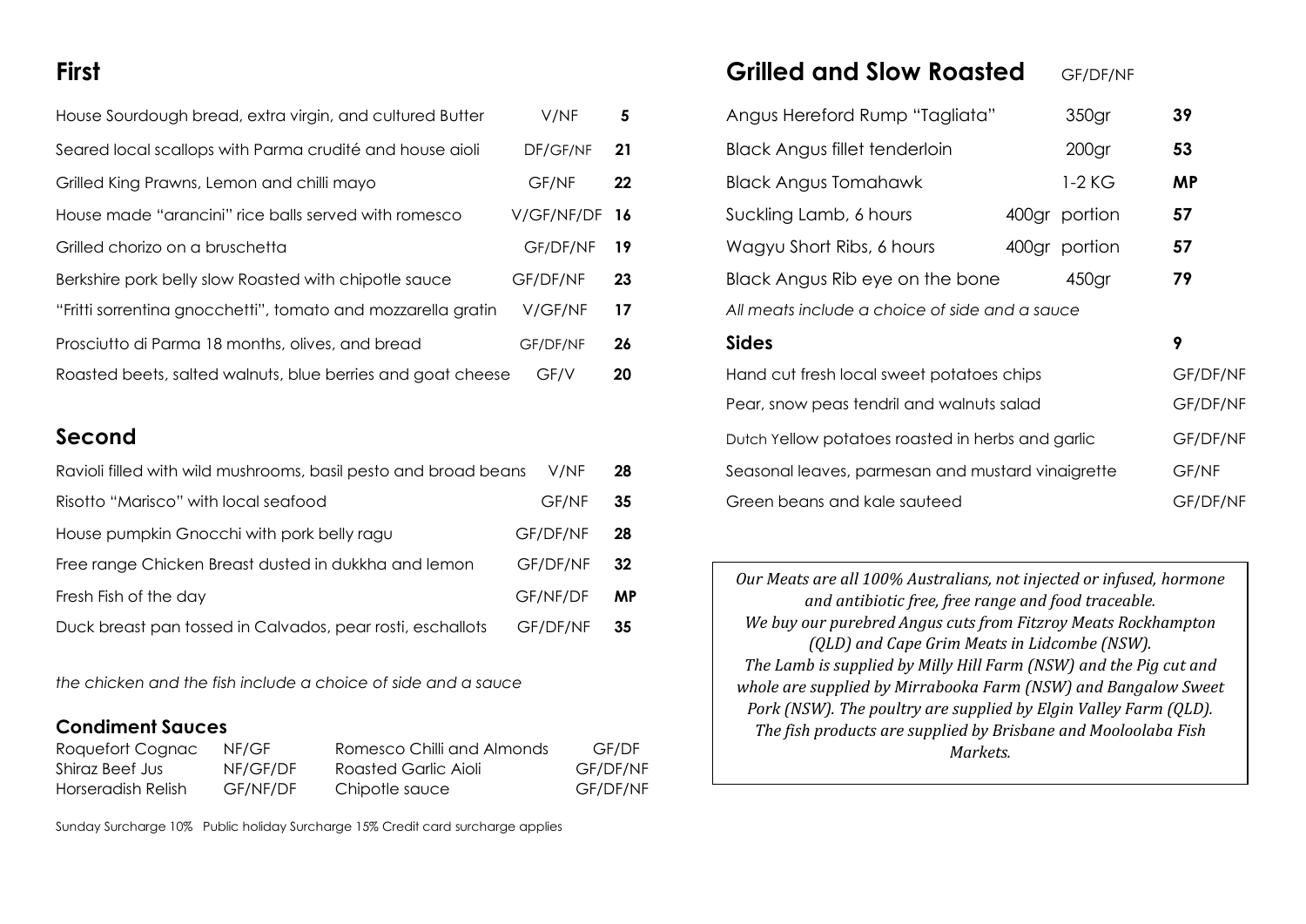## First

| | | |
|---|---|---|
| House Sourdough bread, extra virgin, and cultured Butter | V/NF | **5** |
| Seared local scallops with Parma crudité and house aioli | DF/GF/NF | **21** |
| Grilled King Prawns, Lemon and chilli mayo | GF/NF | **22** |
| House made "arancini" rice balls served with romesco | V/GF/NF/DF | **16** |
| Grilled chorizo on a bruschetta | GF/DF/NF | **19** |
| Berkshire pork belly slow Roasted with chipotle sauce | GF/DF/NF | **23** |
| "Fritti sorrentina gnocchetti", tomato and mozzarella gratin | V/GF/NF | **17** |
| Prosciutto di Parma 18 months, olives, and bread | GF/DF/NF | **26** |
| Roasted beets, salted walnuts, blue berries and goat cheese | GF/V | **20** |

## Second

| | | |
|---|---|---|
| Ravioli filled with wild mushrooms, basil pesto and broad beans | V/NF | **28** |
| Risotto "Marisco" with local seafood | GF/NF | **35** |
| House pumpkin Gnocchi with pork belly ragu | GF/DF/NF | **28** |
| Free range Chicken Breast dusted in dukkha and lemon | GF/DF/NF | **32** |
| Fresh Fish of the day | GF/NF/DF | **MP** |
| Duck breast pan tossed in Calvados, pear rosti, eschallots | GF/DF/NF | **35** |

*the chicken and the fish include a choice of side and a sauce*

### Condiment Sauces

| | | | |
|---|---|---|---|
| Roquefort Cognac | NF/GF | Romesco Chilli and Almonds | GF/DF |
| Shiraz Beef Jus | NF/GF/DF | Roasted Garlic Aioli | GF/DF/NF |
| Horseradish Relish | GF/NF/DF | Chipotle sauce | GF/DF/NF |

Sunday Surcharge 10% Public holiday Surcharge 15% Credit card surcharge applies

## Grilled and Slow Roasted GF/DF/NF

| | | |
|---|---|---|
| Angus Hereford Rump "Tagliata" | 350gr | **39** |
| Black Angus fillet tenderloin | 200gr | **53** |
| Black Angus Tomahawk | 1-2 KG | **MP** |
| Suckling Lamb, 6 hours | 400gr portion | **57** |
| Wagyu Short Ribs, 6 hours | 400gr portion | **57** |
| Black Angus Rib eye on the bone | 450gr | **79** |

*All meats include a choice of side and a sauce*

### Sides **9**

| | |
|---|---|
| Hand cut fresh local sweet potatoes chips | GF/DF/NF |
| Pear, snow peas tendril and walnuts salad | GF/DF/NF |
| Dutch Yellow potatoes roasted in herbs and garlic | GF/DF/NF |
| Seasonal leaves, parmesan and mustard vinaigrette | GF/NF |
| Green beans and kale sauteed | GF/DF/NF |

*Our Meats are all 100% Australians, not injected or infused, hormone and antibiotic free, free range and food traceable.
We buy our purebred Angus cuts from Fitzroy Meats Rockhampton (QLD) and Cape Grim Meats in Lidcombe (NSW).
The Lamb is supplied by Milly Hill Farm (NSW) and the Pig cut and whole are supplied by Mirrabooka Farm (NSW) and Bangalow Sweet Pork (NSW). The poultry are supplied by Elgin Valley Farm (QLD).
The fish products are supplied by Brisbane and Mooloolaba Fish Markets.*